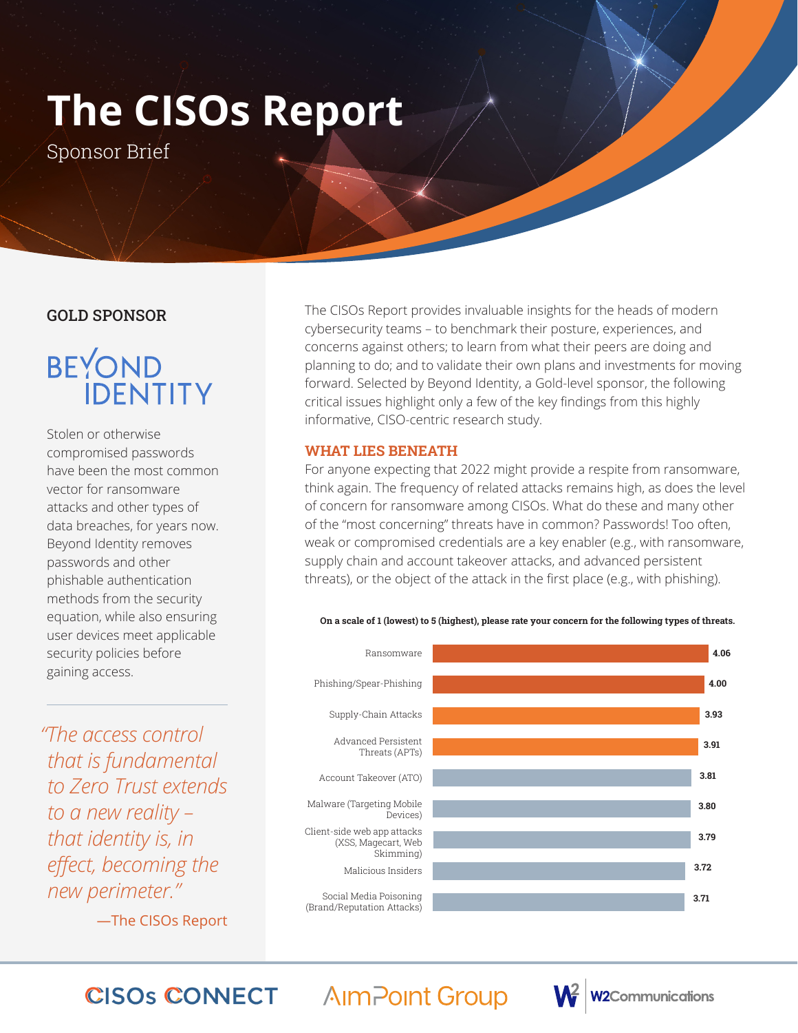# The CISOs Report

Sponsor Brief

**GOLD SPONSOR**

BEYOND IDENTITY

Stolen or otherwise compromised passwords have been the most common vector for ransomware attacks and other types of data breaches, for years now. Beyond Identity removes passwords and other phishable authentication methods from the security equation, while also ensuring user devices meet applicable security policies before gaining access.

> *"The access control that is fundamental to Zero Trust extends to a new reality – that identity is, in effect, becoming the new perimeter."*
>
> —The CISOs Report

The CISOs Report provides invaluable insights for the heads of modern cybersecurity teams – to benchmark their posture, experiences, and concerns against others; to learn from what their peers are doing and planning to do; and to validate their own plans and investments for moving forward. Selected by Beyond Identity, a Gold-level sponsor, the following critical issues highlight only a few of the key findings from this highly informative, CISO-centric research study.

## WHAT LIES BENEATH

For anyone expecting that 2022 might provide a respite from ransomware, think again. The frequency of related attacks remains high, as does the level of concern for ransomware among CISOs. What do these and many other of the "most concerning" threats have in common? Passwords! Too often, weak or compromised credentials are a key enabler (e.g., with ransomware, supply chain and account takeover attacks, and advanced persistent threats), or the object of the attack in the first place (e.g., with phishing).

**On a scale of 1 (lowest) to 5 (highest), please rate your concern for the following types of threats.**

| Threat | Rating |
|---|---|
| Ransomware | 4.06 |
| Phishing/Spear-Phishing | 4.00 |
| Supply-Chain Attacks | 3.93 |
| Advanced Persistent Threats (APTs) | 3.91 |
| Account Takeover (ATO) | 3.81 |
| Malware (Targeting Mobile Devices) | 3.80 |
| Client-side web app attacks (XSS, Magecart, Web Skimming) | 3.79 |
| Malicious Insiders | 3.72 |
| Social Media Poisoning (Brand/Reputation Attacks) | 3.71 |

CISOs CONNECT | AimPoint Group | W2Communications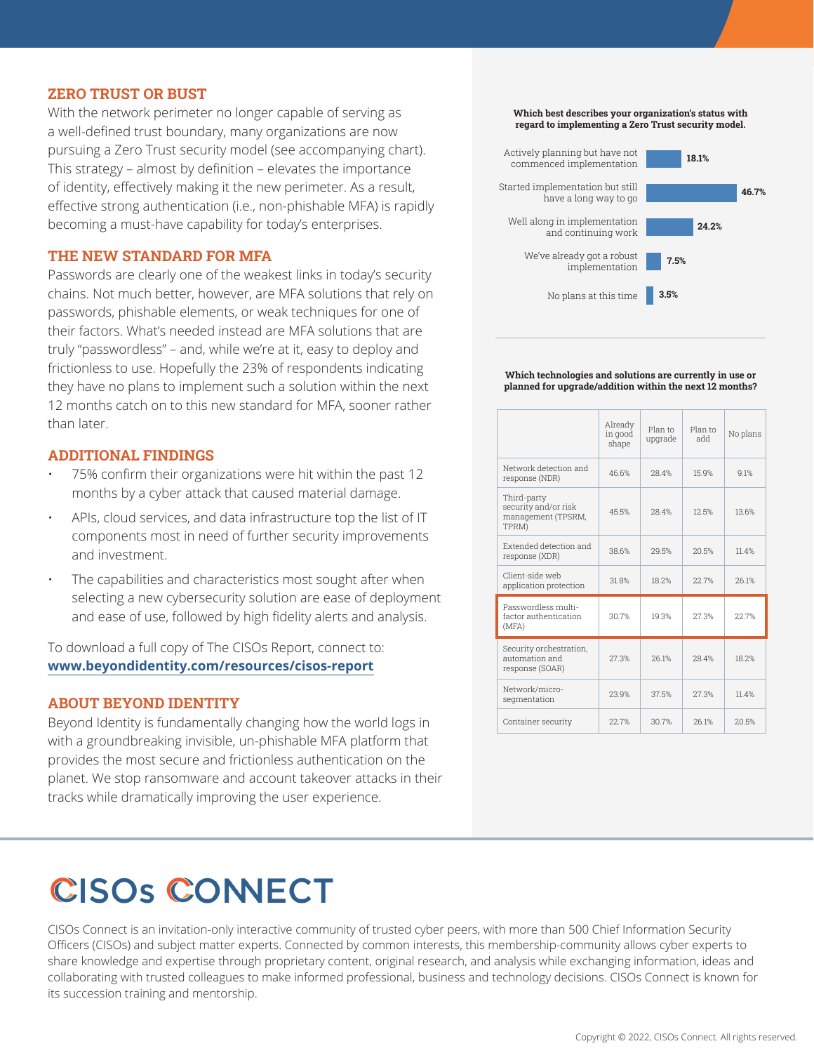## ZERO TRUST OR BUST

With the network perimeter no longer capable of serving as a well-defined trust boundary, many organizations are now pursuing a Zero Trust security model (see accompanying chart). This strategy – almost by definition – elevates the importance of identity, effectively making it the new perimeter. As a result, effective strong authentication (i.e., non-phishable MFA) is rapidly becoming a must-have capability for today's enterprises.

## THE NEW STANDARD FOR MFA

Passwords are clearly one of the weakest links in today's security chains. Not much better, however, are MFA solutions that rely on passwords, phishable elements, or weak techniques for one of their factors. What's needed instead are MFA solutions that are truly "passwordless" – and, while we're at it, easy to deploy and frictionless to use. Hopefully the 23% of respondents indicating they have no plans to implement such a solution within the next 12 months catch on to this new standard for MFA, sooner rather than later.

## ADDITIONAL FINDINGS

- 75% confirm their organizations were hit within the past 12 months by a cyber attack that caused material damage.
- APIs, cloud services, and data infrastructure top the list of IT components most in need of further security improvements and investment.
- The capabilities and characteristics most sought after when selecting a new cybersecurity solution are ease of deployment and ease of use, followed by high fidelity alerts and analysis.

To download a full copy of The CISOs Report, connect to: **www.beyondidentity.com/resources/cisos-report**

## ABOUT BEYOND IDENTITY

Beyond Identity is fundamentally changing how the world logs in with a groundbreaking invisible, un-phishable MFA platform that provides the most secure and frictionless authentication on the planet. We stop ransomware and account takeover attacks in their tracks while dramatically improving the user experience.

**Which best describes your organization's status with regard to implementing a Zero Trust security model.**

Actively planning but have not commenced implementation 18.1%
Started implementation but still have a long way to go 46.7%
Well along in implementation and continuing work 24.2%
We've already got a robust implementation 7.5%
No plans at this time 3.5%

**Which technologies and solutions are currently in use or planned for upgrade/addition within the next 12 months?**

| | Already in good shape | Plan to upgrade | Plan to add | No plans |
|---|---|---|---|---|
| Network detection and response (NDR) | 46.6% | 28.4% | 15.9% | 9.1% |
| Third-party security and/or risk management (TPSRM, TPRM) | 45.5% | 28.4% | 12.5% | 13.6% |
| Extended detection and response (XDR) | 38.6% | 29.5% | 20.5% | 11.4% |
| Client-side web application protection | 31.8% | 18.2% | 22.7% | 26.1% |
| Passwordless multi-factor authentication (MFA) | 30.7% | 19.3% | 27.3% | 22.7% |
| Security orchestration, automation and response (SOAR) | 27.3% | 26.1% | 28.4% | 18.2% |
| Network/micro-segmentation | 23.9% | 37.5% | 27.3% | 11.4% |
| Container security | 22.7% | 30.7% | 26.1% | 20.5% |

# CISOs CONNECT

CISOs Connect is an invitation-only interactive community of trusted cyber peers, with more than 500 Chief Information Security Officers (CISOs) and subject matter experts. Connected by common interests, this membership-community allows cyber experts to share knowledge and expertise through proprietary content, original research, and analysis while exchanging information, ideas and collaborating with trusted colleagues to make informed professional, business and technology decisions. CISOs Connect is known for its succession training and mentorship.

Copyright © 2022, CISOs Connect. All rights reserved.